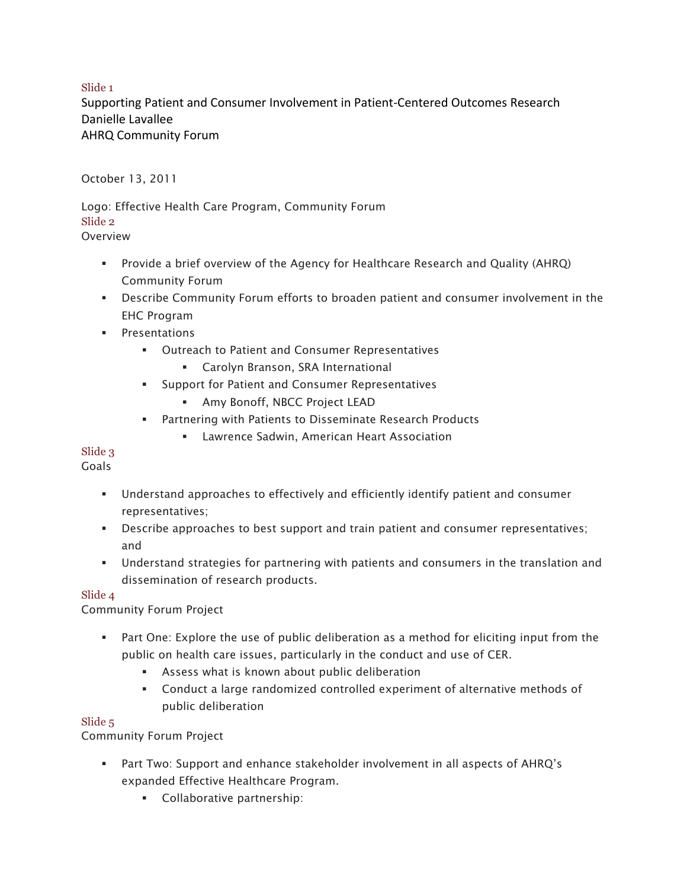Slide 1

Supporting Patient and Consumer Involvement in Patient-Centered Outcomes Research
Danielle Lavallee
AHRQ Community Forum

October 13, 2011

Logo: Effective Health Care Program, Community Forum

Slide 2

Overview

- Provide a brief overview of the Agency for Healthcare Research and Quality (AHRQ) Community Forum
- Describe Community Forum efforts to broaden patient and consumer involvement in the EHC Program
- Presentations
  - Outreach to Patient and Consumer Representatives
    - Carolyn Branson, SRA International
  - Support for Patient and Consumer Representatives
    - Amy Bonoff, NBCC Project LEAD
  - Partnering with Patients to Disseminate Research Products
    - Lawrence Sadwin, American Heart Association

Slide 3

Goals

- Understand approaches to effectively and efficiently identify patient and consumer representatives;
- Describe approaches to best support and train patient and consumer representatives; and
- Understand strategies for partnering with patients and consumers in the translation and dissemination of research products.

Slide 4

Community Forum Project

- Part One: Explore the use of public deliberation as a method for eliciting input from the public on health care issues, particularly in the conduct and use of CER.
  - Assess what is known about public deliberation
  - Conduct a large randomized controlled experiment of alternative methods of public deliberation

Slide 5

Community Forum Project

- Part Two: Support and enhance stakeholder involvement in all aspects of AHRQ's expanded Effective Healthcare Program.
  - Collaborative partnership: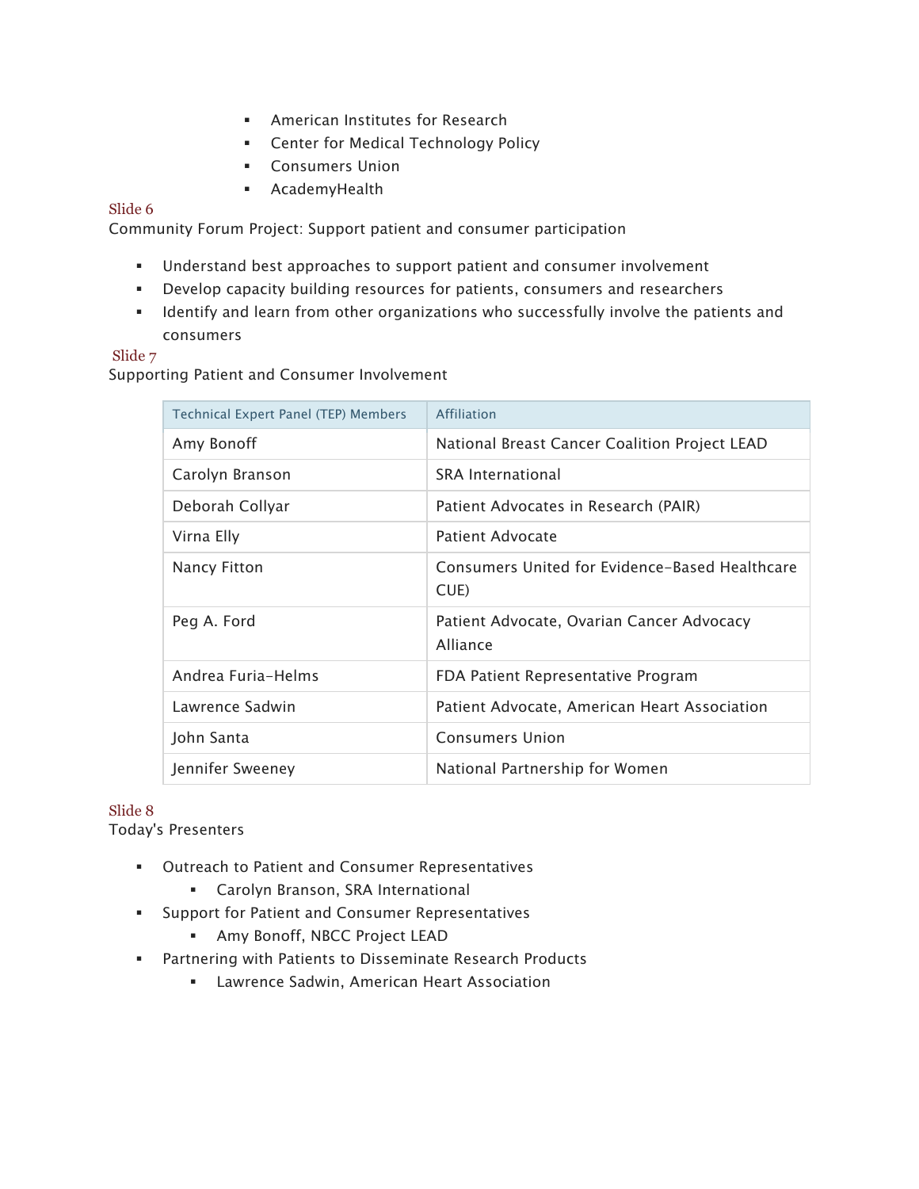- American Institutes for Research
- Center for Medical Technology Policy
- Consumers Union
- AcademyHealth

Slide 6

Community Forum Project: Support patient and consumer participation

- Understand best approaches to support patient and consumer involvement
- Develop capacity building resources for patients, consumers and researchers
- Identify and learn from other organizations who successfully involve the patients and consumers

Slide 7

Supporting Patient and Consumer Involvement

| Technical Expert Panel (TEP) Members | Affiliation |
|---|---|
| Amy Bonoff | National Breast Cancer Coalition Project LEAD |
| Carolyn Branson | SRA International |
| Deborah Collyar | Patient Advocates in Research (PAIR) |
| Virna Elly | Patient Advocate |
| Nancy Fitton | Consumers United for Evidence-Based Healthcare CUE) |
| Peg A. Ford | Patient Advocate, Ovarian Cancer Advocacy Alliance |
| Andrea Furia-Helms | FDA Patient Representative Program |
| Lawrence Sadwin | Patient Advocate, American Heart Association |
| John Santa | Consumers Union |
| Jennifer Sweeney | National Partnership for Women |

Slide 8

Today's Presenters

- Outreach to Patient and Consumer Representatives
  - Carolyn Branson, SRA International
- Support for Patient and Consumer Representatives
  - Amy Bonoff, NBCC Project LEAD
- Partnering with Patients to Disseminate Research Products
  - Lawrence Sadwin, American Heart Association